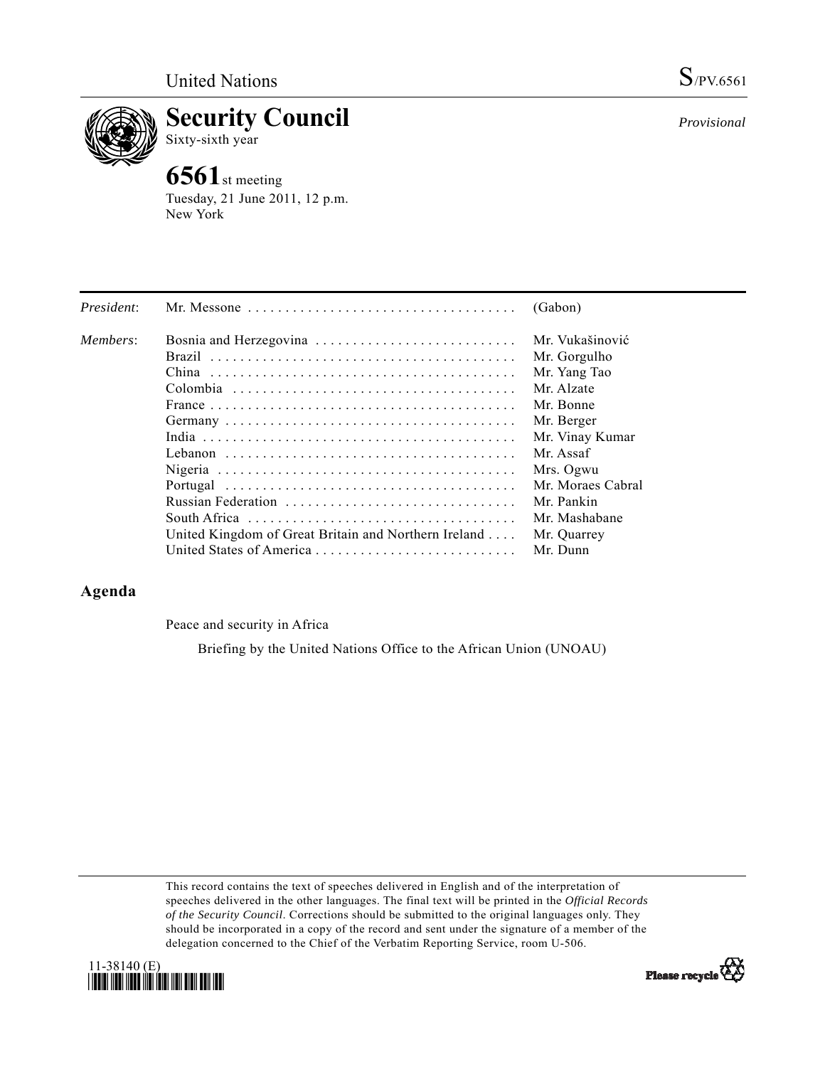United Nations S/PV.6561

# Security Council

Sixty-sixth year

*Provisional*

## 6561st meeting

Tuesday, 21 June 2011, 12 p.m.
New York

| | | |
|---|---|---|
| *President*: | Mr. Messone | (Gabon) |
| *Members*: | Bosnia and Herzegovina | Mr. Vukašinović |
| | Brazil | Mr. Gorgulho |
| | China | Mr. Yang Tao |
| | Colombia | Mr. Alzate |
| | France | Mr. Bonne |
| | Germany | Mr. Berger |
| | India | Mr. Vinay Kumar |
| | Lebanon | Mr. Assaf |
| | Nigeria | Mrs. Ogwu |
| | Portugal | Mr. Moraes Cabral |
| | Russian Federation | Mr. Pankin |
| | South Africa | Mr. Mashabane |
| | United Kingdom of Great Britain and Northern Ireland | Mr. Quarrey |
| | United States of America | Mr. Dunn |

## Agenda

Peace and security in Africa

Briefing by the United Nations Office to the African Union (UNOAU)

This record contains the text of speeches delivered in English and of the interpretation of speeches delivered in the other languages. The final text will be printed in the *Official Records of the Security Council*. Corrections should be submitted to the original languages only. They should be incorporated in a copy of the record and sent under the signature of a member of the delegation concerned to the Chief of the Verbatim Reporting Service, room U-506.

11-38140 (E)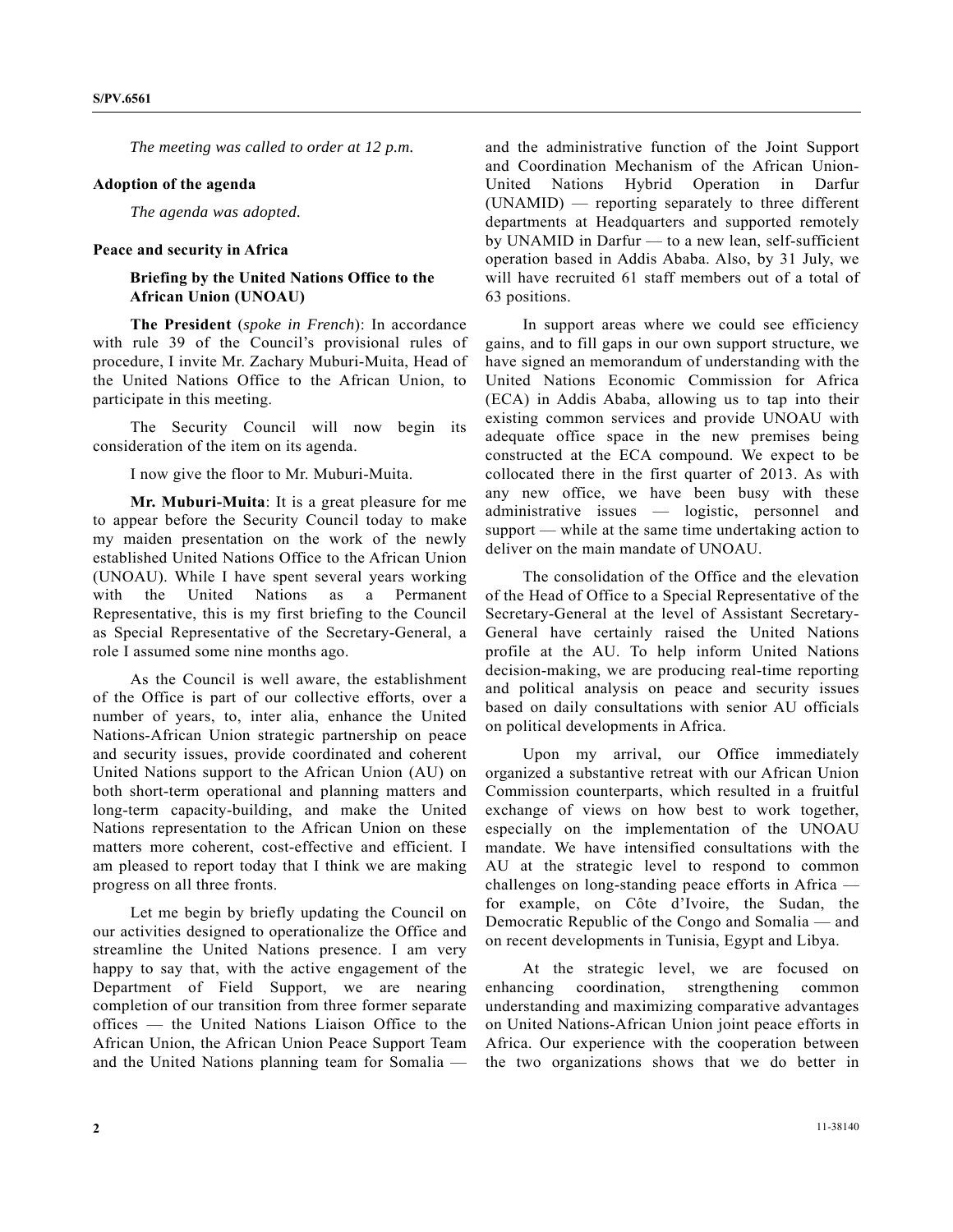*The meeting was called to order at 12 p.m.*

**Adoption of the agenda**

*The agenda was adopted.*

**Peace and security in Africa**

**Briefing by the United Nations Office to the African Union (UNOAU)**

**The President** (*spoke in French*): In accordance with rule 39 of the Council's provisional rules of procedure, I invite Mr. Zachary Muburi-Muita, Head of the United Nations Office to the African Union, to participate in this meeting.

The Security Council will now begin its consideration of the item on its agenda.

I now give the floor to Mr. Muburi-Muita.

**Mr. Muburi-Muita**: It is a great pleasure for me to appear before the Security Council today to make my maiden presentation on the work of the newly established United Nations Office to the African Union (UNOAU). While I have spent several years working with the United Nations as a Permanent Representative, this is my first briefing to the Council as Special Representative of the Secretary-General, a role I assumed some nine months ago.

As the Council is well aware, the establishment of the Office is part of our collective efforts, over a number of years, to, inter alia, enhance the United Nations-African Union strategic partnership on peace and security issues, provide coordinated and coherent United Nations support to the African Union (AU) on both short-term operational and planning matters and long-term capacity-building, and make the United Nations representation to the African Union on these matters more coherent, cost-effective and efficient. I am pleased to report today that I think we are making progress on all three fronts.

Let me begin by briefly updating the Council on our activities designed to operationalize the Office and streamline the United Nations presence. I am very happy to say that, with the active engagement of the Department of Field Support, we are nearing completion of our transition from three former separate offices — the United Nations Liaison Office to the African Union, the African Union Peace Support Team and the United Nations planning team for Somalia — and the administrative function of the Joint Support and Coordination Mechanism of the African Union-United Nations Hybrid Operation in Darfur (UNAMID) — reporting separately to three different departments at Headquarters and supported remotely by UNAMID in Darfur — to a new lean, self-sufficient operation based in Addis Ababa. Also, by 31 July, we will have recruited 61 staff members out of a total of 63 positions.

In support areas where we could see efficiency gains, and to fill gaps in our own support structure, we have signed an memorandum of understanding with the United Nations Economic Commission for Africa (ECA) in Addis Ababa, allowing us to tap into their existing common services and provide UNOAU with adequate office space in the new premises being constructed at the ECA compound. We expect to be collocated there in the first quarter of 2013. As with any new office, we have been busy with these administrative issues — logistic, personnel and support — while at the same time undertaking action to deliver on the main mandate of UNOAU.

The consolidation of the Office and the elevation of the Head of Office to a Special Representative of the Secretary-General at the level of Assistant Secretary-General have certainly raised the United Nations profile at the AU. To help inform United Nations decision-making, we are producing real-time reporting and political analysis on peace and security issues based on daily consultations with senior AU officials on political developments in Africa.

Upon my arrival, our Office immediately organized a substantive retreat with our African Union Commission counterparts, which resulted in a fruitful exchange of views on how best to work together, especially on the implementation of the UNOAU mandate. We have intensified consultations with the AU at the strategic level to respond to common challenges on long-standing peace efforts in Africa — for example, on Côte d'Ivoire, the Sudan, the Democratic Republic of the Congo and Somalia — and on recent developments in Tunisia, Egypt and Libya.

At the strategic level, we are focused on enhancing coordination, strengthening common understanding and maximizing comparative advantages on United Nations-African Union joint peace efforts in Africa. Our experience with the cooperation between the two organizations shows that we do better in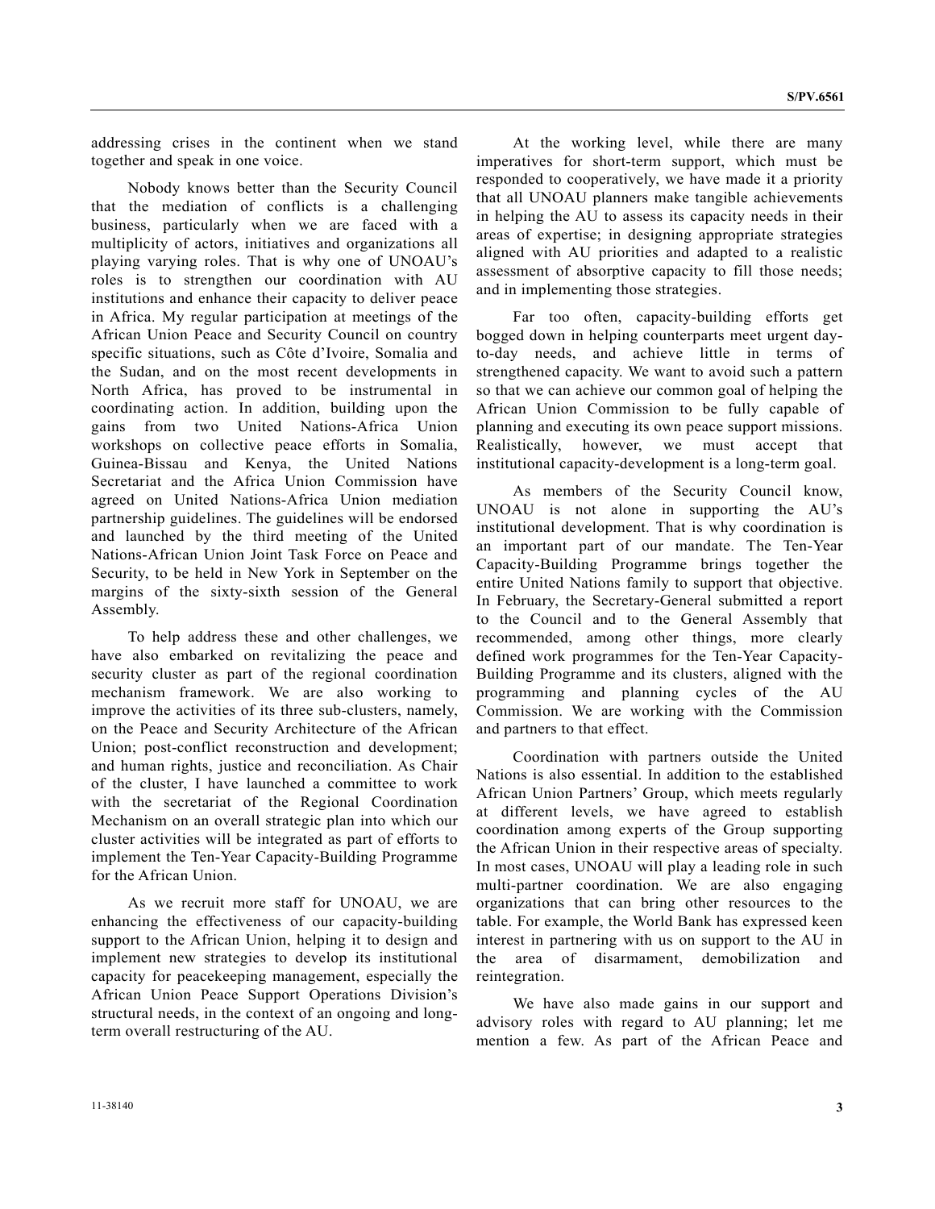addressing crises in the continent when we stand together and speak in one voice.

Nobody knows better than the Security Council that the mediation of conflicts is a challenging business, particularly when we are faced with a multiplicity of actors, initiatives and organizations all playing varying roles. That is why one of UNOAU's roles is to strengthen our coordination with AU institutions and enhance their capacity to deliver peace in Africa. My regular participation at meetings of the African Union Peace and Security Council on country specific situations, such as Côte d'Ivoire, Somalia and the Sudan, and on the most recent developments in North Africa, has proved to be instrumental in coordinating action. In addition, building upon the gains from two United Nations-Africa Union workshops on collective peace efforts in Somalia, Guinea-Bissau and Kenya, the United Nations Secretariat and the Africa Union Commission have agreed on United Nations-Africa Union mediation partnership guidelines. The guidelines will be endorsed and launched by the third meeting of the United Nations-African Union Joint Task Force on Peace and Security, to be held in New York in September on the margins of the sixty-sixth session of the General Assembly.

To help address these and other challenges, we have also embarked on revitalizing the peace and security cluster as part of the regional coordination mechanism framework. We are also working to improve the activities of its three sub-clusters, namely, on the Peace and Security Architecture of the African Union; post-conflict reconstruction and development; and human rights, justice and reconciliation. As Chair of the cluster, I have launched a committee to work with the secretariat of the Regional Coordination Mechanism on an overall strategic plan into which our cluster activities will be integrated as part of efforts to implement the Ten-Year Capacity-Building Programme for the African Union.

As we recruit more staff for UNOAU, we are enhancing the effectiveness of our capacity-building support to the African Union, helping it to design and implement new strategies to develop its institutional capacity for peacekeeping management, especially the African Union Peace Support Operations Division's structural needs, in the context of an ongoing and long-term overall restructuring of the AU.

At the working level, while there are many imperatives for short-term support, which must be responded to cooperatively, we have made it a priority that all UNOAU planners make tangible achievements in helping the AU to assess its capacity needs in their areas of expertise; in designing appropriate strategies aligned with AU priorities and adapted to a realistic assessment of absorptive capacity to fill those needs; and in implementing those strategies.

Far too often, capacity-building efforts get bogged down in helping counterparts meet urgent day-to-day needs, and achieve little in terms of strengthened capacity. We want to avoid such a pattern so that we can achieve our common goal of helping the African Union Commission to be fully capable of planning and executing its own peace support missions. Realistically, however, we must accept that institutional capacity-development is a long-term goal.

As members of the Security Council know, UNOAU is not alone in supporting the AU's institutional development. That is why coordination is an important part of our mandate. The Ten-Year Capacity-Building Programme brings together the entire United Nations family to support that objective. In February, the Secretary-General submitted a report to the Council and to the General Assembly that recommended, among other things, more clearly defined work programmes for the Ten-Year Capacity-Building Programme and its clusters, aligned with the programming and planning cycles of the AU Commission. We are working with the Commission and partners to that effect.

Coordination with partners outside the United Nations is also essential. In addition to the established African Union Partners' Group, which meets regularly at different levels, we have agreed to establish coordination among experts of the Group supporting the African Union in their respective areas of specialty. In most cases, UNOAU will play a leading role in such multi-partner coordination. We are also engaging organizations that can bring other resources to the table. For example, the World Bank has expressed keen interest in partnering with us on support to the AU in the area of disarmament, demobilization and reintegration.

We have also made gains in our support and advisory roles with regard to AU planning; let me mention a few. As part of the African Peace and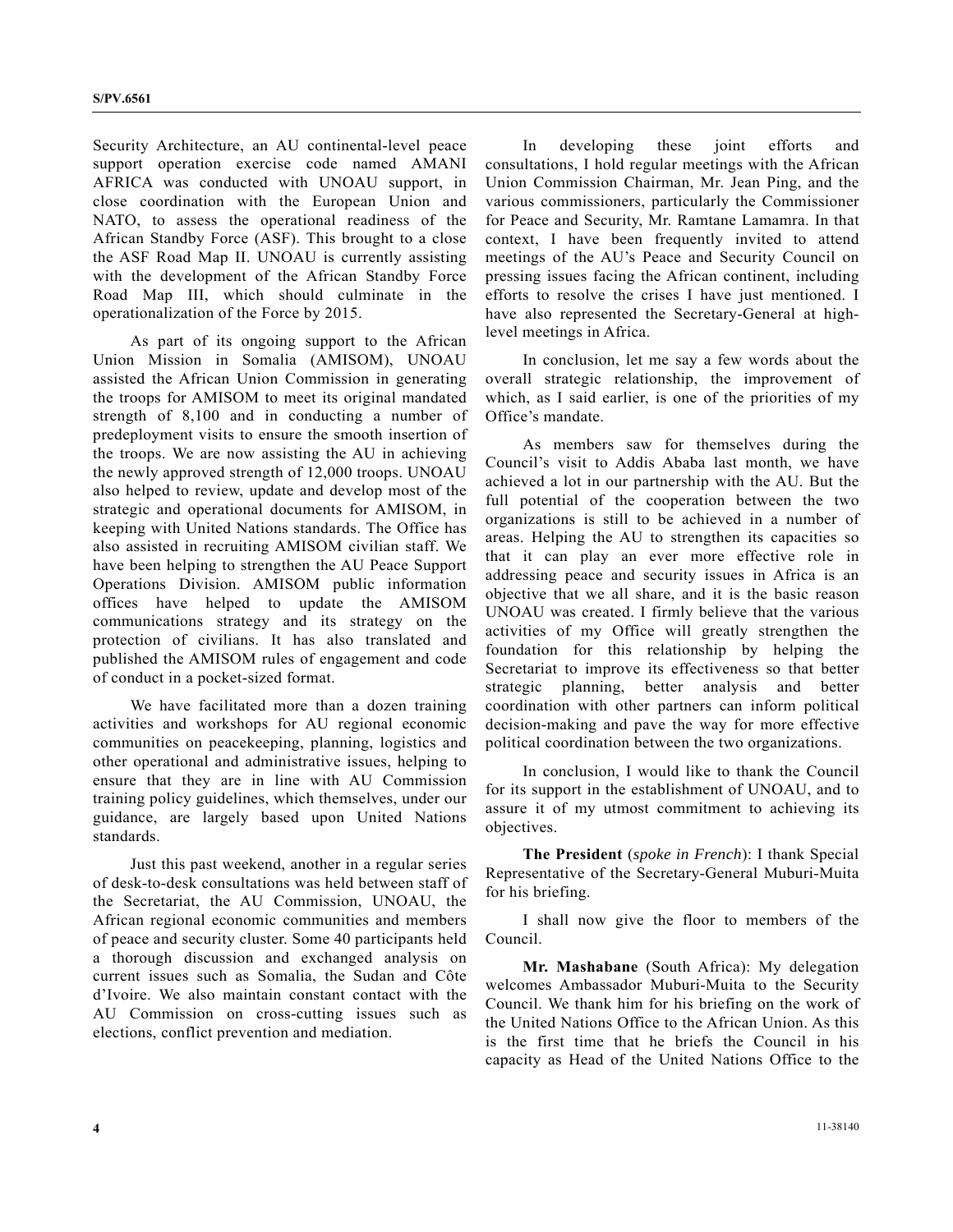Security Architecture, an AU continental-level peace support operation exercise code named AMANI AFRICA was conducted with UNOAU support, in close coordination with the European Union and NATO, to assess the operational readiness of the African Standby Force (ASF). This brought to a close the ASF Road Map II. UNOAU is currently assisting with the development of the African Standby Force Road Map III, which should culminate in the operationalization of the Force by 2015.

As part of its ongoing support to the African Union Mission in Somalia (AMISOM), UNOAU assisted the African Union Commission in generating the troops for AMISOM to meet its original mandated strength of 8,100 and in conducting a number of predeployment visits to ensure the smooth insertion of the troops. We are now assisting the AU in achieving the newly approved strength of 12,000 troops. UNOAU also helped to review, update and develop most of the strategic and operational documents for AMISOM, in keeping with United Nations standards. The Office has also assisted in recruiting AMISOM civilian staff. We have been helping to strengthen the AU Peace Support Operations Division. AMISOM public information offices have helped to update the AMISOM communications strategy and its strategy on the protection of civilians. It has also translated and published the AMISOM rules of engagement and code of conduct in a pocket-sized format.

We have facilitated more than a dozen training activities and workshops for AU regional economic communities on peacekeeping, planning, logistics and other operational and administrative issues, helping to ensure that they are in line with AU Commission training policy guidelines, which themselves, under our guidance, are largely based upon United Nations standards.

Just this past weekend, another in a regular series of desk-to-desk consultations was held between staff of the Secretariat, the AU Commission, UNOAU, the African regional economic communities and members of peace and security cluster. Some 40 participants held a thorough discussion and exchanged analysis on current issues such as Somalia, the Sudan and Côte d'Ivoire. We also maintain constant contact with the AU Commission on cross-cutting issues such as elections, conflict prevention and mediation.

In developing these joint efforts and consultations, I hold regular meetings with the African Union Commission Chairman, Mr. Jean Ping, and the various commissioners, particularly the Commissioner for Peace and Security, Mr. Ramtane Lamamra. In that context, I have been frequently invited to attend meetings of the AU's Peace and Security Council on pressing issues facing the African continent, including efforts to resolve the crises I have just mentioned. I have also represented the Secretary-General at high-level meetings in Africa.

In conclusion, let me say a few words about the overall strategic relationship, the improvement of which, as I said earlier, is one of the priorities of my Office's mandate.

As members saw for themselves during the Council's visit to Addis Ababa last month, we have achieved a lot in our partnership with the AU. But the full potential of the cooperation between the two organizations is still to be achieved in a number of areas. Helping the AU to strengthen its capacities so that it can play an ever more effective role in addressing peace and security issues in Africa is an objective that we all share, and it is the basic reason UNOAU was created. I firmly believe that the various activities of my Office will greatly strengthen the foundation for this relationship by helping the Secretariat to improve its effectiveness so that better strategic planning, better analysis and better coordination with other partners can inform political decision-making and pave the way for more effective political coordination between the two organizations.

In conclusion, I would like to thank the Council for its support in the establishment of UNOAU, and to assure it of my utmost commitment to achieving its objectives.

**The President** (*spoke in French*): I thank Special Representative of the Secretary-General Muburi-Muita for his briefing.

I shall now give the floor to members of the Council.

**Mr. Mashabane** (South Africa): My delegation welcomes Ambassador Muburi-Muita to the Security Council. We thank him for his briefing on the work of the United Nations Office to the African Union. As this is the first time that he briefs the Council in his capacity as Head of the United Nations Office to the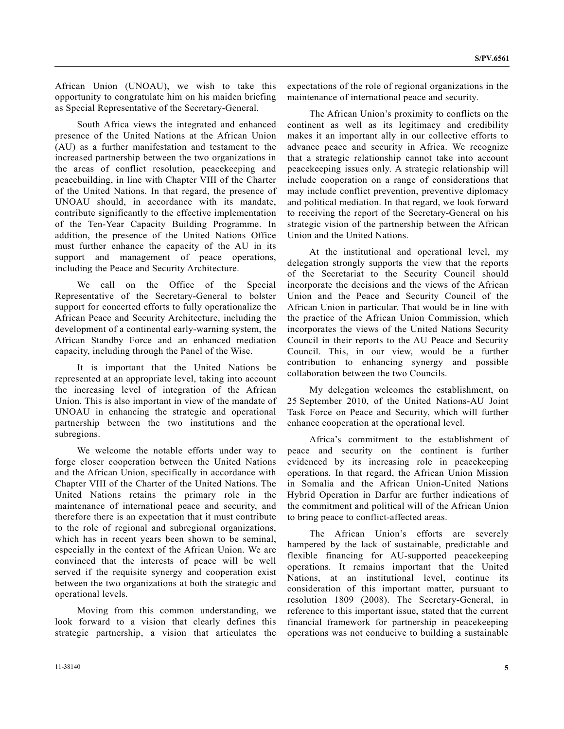African Union (UNOAU), we wish to take this opportunity to congratulate him on his maiden briefing as Special Representative of the Secretary-General.

South Africa views the integrated and enhanced presence of the United Nations at the African Union (AU) as a further manifestation and testament to the increased partnership between the two organizations in the areas of conflict resolution, peacekeeping and peacebuilding, in line with Chapter VIII of the Charter of the United Nations. In that regard, the presence of UNOAU should, in accordance with its mandate, contribute significantly to the effective implementation of the Ten-Year Capacity Building Programme. In addition, the presence of the United Nations Office must further enhance the capacity of the AU in its support and management of peace operations, including the Peace and Security Architecture.

We call on the Office of the Special Representative of the Secretary-General to bolster support for concerted efforts to fully operationalize the African Peace and Security Architecture, including the development of a continental early-warning system, the African Standby Force and an enhanced mediation capacity, including through the Panel of the Wise.

It is important that the United Nations be represented at an appropriate level, taking into account the increasing level of integration of the African Union. This is also important in view of the mandate of UNOAU in enhancing the strategic and operational partnership between the two institutions and the subregions.

We welcome the notable efforts under way to forge closer cooperation between the United Nations and the African Union, specifically in accordance with Chapter VIII of the Charter of the United Nations. The United Nations retains the primary role in the maintenance of international peace and security, and therefore there is an expectation that it must contribute to the role of regional and subregional organizations, which has in recent years been shown to be seminal, especially in the context of the African Union. We are convinced that the interests of peace will be well served if the requisite synergy and cooperation exist between the two organizations at both the strategic and operational levels.

Moving from this common understanding, we look forward to a vision that clearly defines this strategic partnership, a vision that articulates the expectations of the role of regional organizations in the maintenance of international peace and security.

The African Union's proximity to conflicts on the continent as well as its legitimacy and credibility makes it an important ally in our collective efforts to advance peace and security in Africa. We recognize that a strategic relationship cannot take into account peacekeeping issues only. A strategic relationship will include cooperation on a range of considerations that may include conflict prevention, preventive diplomacy and political mediation. In that regard, we look forward to receiving the report of the Secretary-General on his strategic vision of the partnership between the African Union and the United Nations.

At the institutional and operational level, my delegation strongly supports the view that the reports of the Secretariat to the Security Council should incorporate the decisions and the views of the African Union and the Peace and Security Council of the African Union in particular. That would be in line with the practice of the African Union Commission, which incorporates the views of the United Nations Security Council in their reports to the AU Peace and Security Council. This, in our view, would be a further contribution to enhancing synergy and possible collaboration between the two Councils.

My delegation welcomes the establishment, on 25 September 2010, of the United Nations-AU Joint Task Force on Peace and Security, which will further enhance cooperation at the operational level.

Africa's commitment to the establishment of peace and security on the continent is further evidenced by its increasing role in peacekeeping operations. In that regard, the African Union Mission in Somalia and the African Union-United Nations Hybrid Operation in Darfur are further indications of the commitment and political will of the African Union to bring peace to conflict-affected areas.

The African Union's efforts are severely hampered by the lack of sustainable, predictable and flexible financing for AU-supported peacekeeping operations. It remains important that the United Nations, at an institutional level, continue its consideration of this important matter, pursuant to resolution 1809 (2008). The Secretary-General, in reference to this important issue, stated that the current financial framework for partnership in peacekeeping operations was not conducive to building a sustainable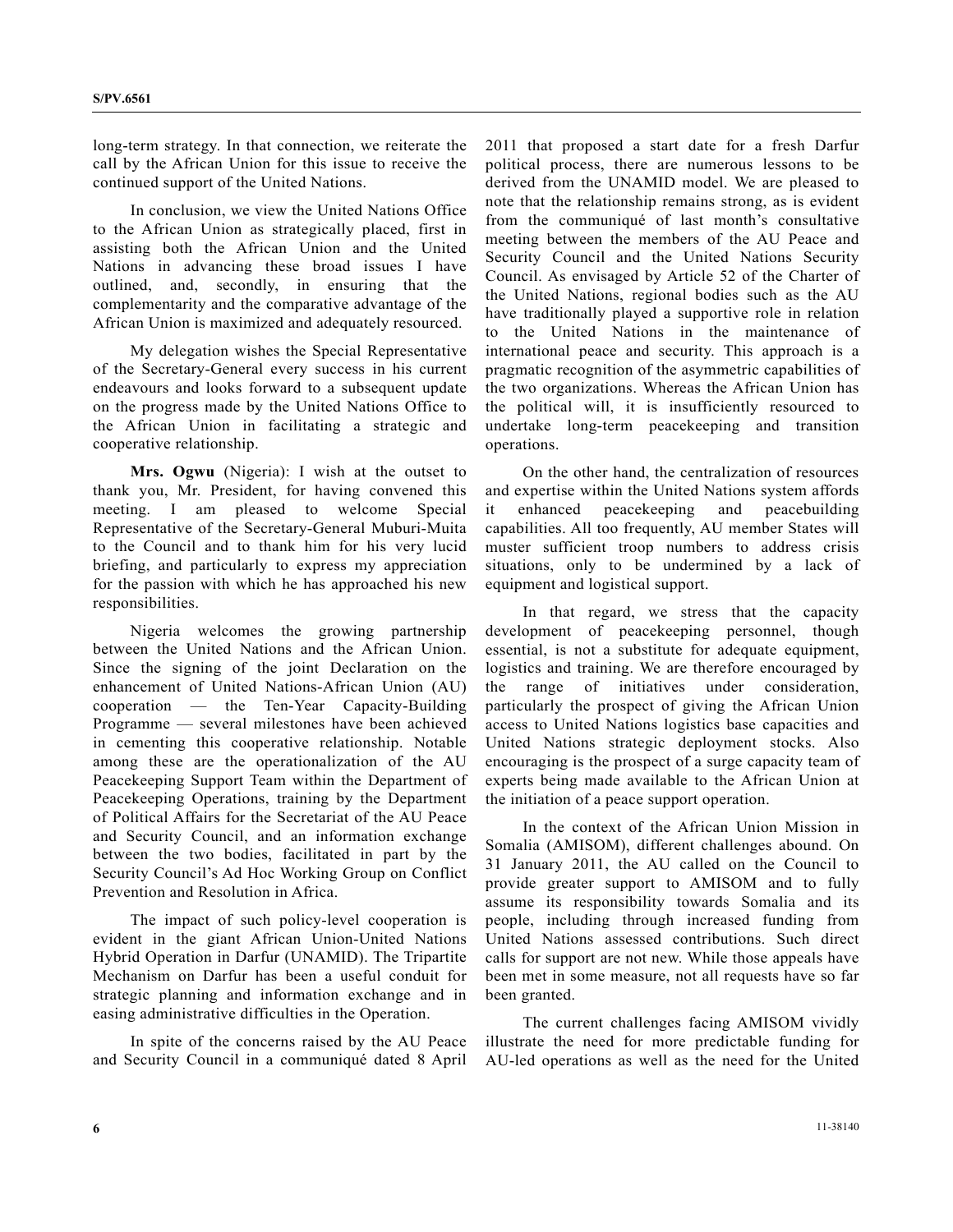long-term strategy. In that connection, we reiterate the call by the African Union for this issue to receive the continued support of the United Nations.

In conclusion, we view the United Nations Office to the African Union as strategically placed, first in assisting both the African Union and the United Nations in advancing these broad issues I have outlined, and, secondly, in ensuring that the complementarity and the comparative advantage of the African Union is maximized and adequately resourced.

My delegation wishes the Special Representative of the Secretary-General every success in his current endeavours and looks forward to a subsequent update on the progress made by the United Nations Office to the African Union in facilitating a strategic and cooperative relationship.

**Mrs. Ogwu** (Nigeria): I wish at the outset to thank you, Mr. President, for having convened this meeting. I am pleased to welcome Special Representative of the Secretary-General Muburi-Muita to the Council and to thank him for his very lucid briefing, and particularly to express my appreciation for the passion with which he has approached his new responsibilities.

Nigeria welcomes the growing partnership between the United Nations and the African Union. Since the signing of the joint Declaration on the enhancement of United Nations-African Union (AU) cooperation — the Ten-Year Capacity-Building Programme — several milestones have been achieved in cementing this cooperative relationship. Notable among these are the operationalization of the AU Peacekeeping Support Team within the Department of Peacekeeping Operations, training by the Department of Political Affairs for the Secretariat of the AU Peace and Security Council, and an information exchange between the two bodies, facilitated in part by the Security Council's Ad Hoc Working Group on Conflict Prevention and Resolution in Africa.

The impact of such policy-level cooperation is evident in the giant African Union-United Nations Hybrid Operation in Darfur (UNAMID). The Tripartite Mechanism on Darfur has been a useful conduit for strategic planning and information exchange and in easing administrative difficulties in the Operation.

In spite of the concerns raised by the AU Peace and Security Council in a communiqué dated 8 April 2011 that proposed a start date for a fresh Darfur political process, there are numerous lessons to be derived from the UNAMID model. We are pleased to note that the relationship remains strong, as is evident from the communiqué of last month's consultative meeting between the members of the AU Peace and Security Council and the United Nations Security Council. As envisaged by Article 52 of the Charter of the United Nations, regional bodies such as the AU have traditionally played a supportive role in relation to the United Nations in the maintenance of international peace and security. This approach is a pragmatic recognition of the asymmetric capabilities of the two organizations. Whereas the African Union has the political will, it is insufficiently resourced to undertake long-term peacekeeping and transition operations.

On the other hand, the centralization of resources and expertise within the United Nations system affords it enhanced peacekeeping and peacebuilding capabilities. All too frequently, AU member States will muster sufficient troop numbers to address crisis situations, only to be undermined by a lack of equipment and logistical support.

In that regard, we stress that the capacity development of peacekeeping personnel, though essential, is not a substitute for adequate equipment, logistics and training. We are therefore encouraged by the range of initiatives under consideration, particularly the prospect of giving the African Union access to United Nations logistics base capacities and United Nations strategic deployment stocks. Also encouraging is the prospect of a surge capacity team of experts being made available to the African Union at the initiation of a peace support operation.

In the context of the African Union Mission in Somalia (AMISOM), different challenges abound. On 31 January 2011, the AU called on the Council to provide greater support to AMISOM and to fully assume its responsibility towards Somalia and its people, including through increased funding from United Nations assessed contributions. Such direct calls for support are not new. While those appeals have been met in some measure, not all requests have so far been granted.

The current challenges facing AMISOM vividly illustrate the need for more predictable funding for AU-led operations as well as the need for the United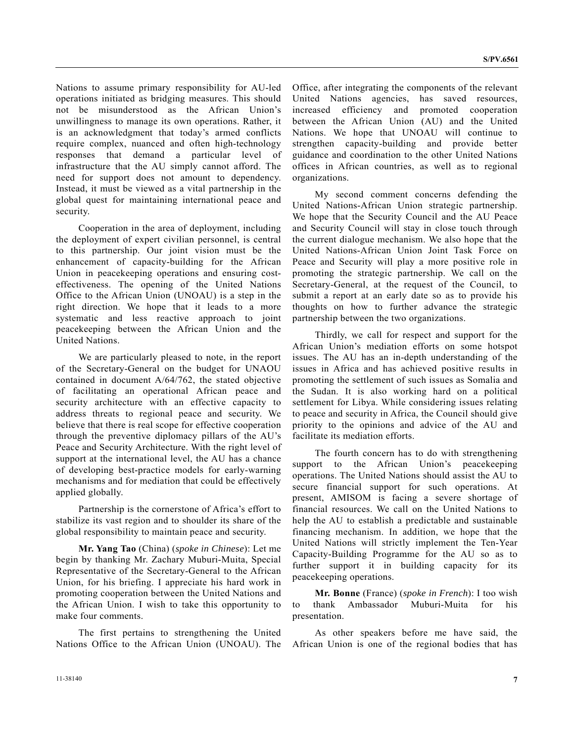Nations to assume primary responsibility for AU-led operations initiated as bridging measures. This should not be misunderstood as the African Union's unwillingness to manage its own operations. Rather, it is an acknowledgment that today's armed conflicts require complex, nuanced and often high-technology responses that demand a particular level of infrastructure that the AU simply cannot afford. The need for support does not amount to dependency. Instead, it must be viewed as a vital partnership in the global quest for maintaining international peace and security.

Cooperation in the area of deployment, including the deployment of expert civilian personnel, is central to this partnership. Our joint vision must be the enhancement of capacity-building for the African Union in peacekeeping operations and ensuring cost-effectiveness. The opening of the United Nations Office to the African Union (UNOAU) is a step in the right direction. We hope that it leads to a more systematic and less reactive approach to joint peacekeeping between the African Union and the United Nations.

We are particularly pleased to note, in the report of the Secretary-General on the budget for UNAOU contained in document A/64/762, the stated objective of facilitating an operational African peace and security architecture with an effective capacity to address threats to regional peace and security. We believe that there is real scope for effective cooperation through the preventive diplomacy pillars of the AU's Peace and Security Architecture. With the right level of support at the international level, the AU has a chance of developing best-practice models for early-warning mechanisms and for mediation that could be effectively applied globally.

Partnership is the cornerstone of Africa's effort to stabilize its vast region and to shoulder its share of the global responsibility to maintain peace and security.

**Mr. Yang Tao** (China) (*spoke in Chinese*): Let me begin by thanking Mr. Zachary Muburi-Muita, Special Representative of the Secretary-General to the African Union, for his briefing. I appreciate his hard work in promoting cooperation between the United Nations and the African Union. I wish to take this opportunity to make four comments.

The first pertains to strengthening the United Nations Office to the African Union (UNOAU). The Office, after integrating the components of the relevant United Nations agencies, has saved resources, increased efficiency and promoted cooperation between the African Union (AU) and the United Nations. We hope that UNOAU will continue to strengthen capacity-building and provide better guidance and coordination to the other United Nations offices in African countries, as well as to regional organizations.

My second comment concerns defending the United Nations-African Union strategic partnership. We hope that the Security Council and the AU Peace and Security Council will stay in close touch through the current dialogue mechanism. We also hope that the United Nations-African Union Joint Task Force on Peace and Security will play a more positive role in promoting the strategic partnership. We call on the Secretary-General, at the request of the Council, to submit a report at an early date so as to provide his thoughts on how to further advance the strategic partnership between the two organizations.

Thirdly, we call for respect and support for the African Union's mediation efforts on some hotspot issues. The AU has an in-depth understanding of the issues in Africa and has achieved positive results in promoting the settlement of such issues as Somalia and the Sudan. It is also working hard on a political settlement for Libya. While considering issues relating to peace and security in Africa, the Council should give priority to the opinions and advice of the AU and facilitate its mediation efforts.

The fourth concern has to do with strengthening support to the African Union's peacekeeping operations. The United Nations should assist the AU to secure financial support for such operations. At present, AMISOM is facing a severe shortage of financial resources. We call on the United Nations to help the AU to establish a predictable and sustainable financing mechanism. In addition, we hope that the United Nations will strictly implement the Ten-Year Capacity-Building Programme for the AU so as to further support it in building capacity for its peacekeeping operations.

**Mr. Bonne** (France) (*spoke in French*): I too wish to thank Ambassador Muburi-Muita for his presentation.

As other speakers before me have said, the African Union is one of the regional bodies that has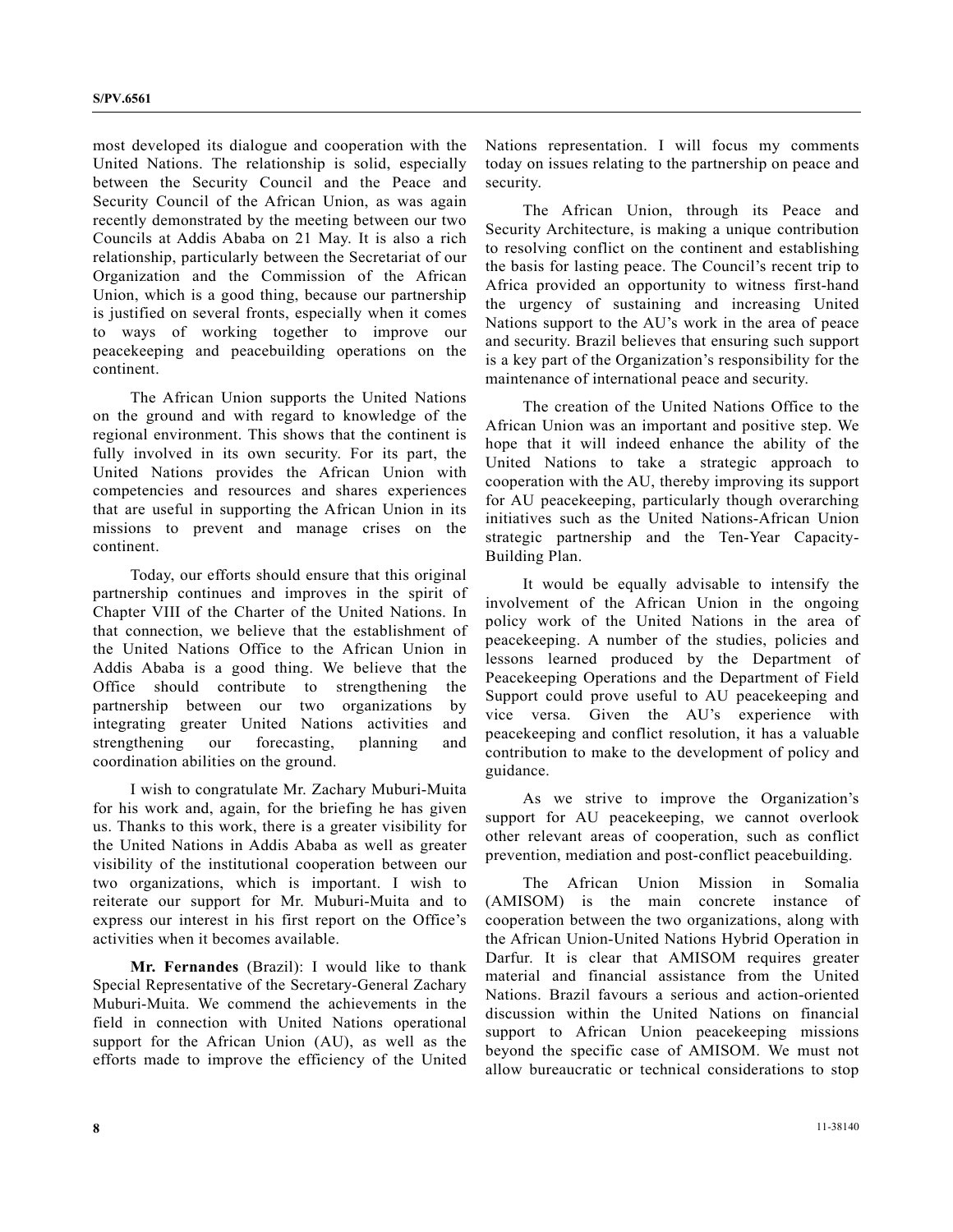most developed its dialogue and cooperation with the United Nations. The relationship is solid, especially between the Security Council and the Peace and Security Council of the African Union, as was again recently demonstrated by the meeting between our two Councils at Addis Ababa on 21 May. It is also a rich relationship, particularly between the Secretariat of our Organization and the Commission of the African Union, which is a good thing, because our partnership is justified on several fronts, especially when it comes to ways of working together to improve our peacekeeping and peacebuilding operations on the continent.

The African Union supports the United Nations on the ground and with regard to knowledge of the regional environment. This shows that the continent is fully involved in its own security. For its part, the United Nations provides the African Union with competencies and resources and shares experiences that are useful in supporting the African Union in its missions to prevent and manage crises on the continent.

Today, our efforts should ensure that this original partnership continues and improves in the spirit of Chapter VIII of the Charter of the United Nations. In that connection, we believe that the establishment of the United Nations Office to the African Union in Addis Ababa is a good thing. We believe that the Office should contribute to strengthening the partnership between our two organizations by integrating greater United Nations activities and strengthening our forecasting, planning and coordination abilities on the ground.

I wish to congratulate Mr. Zachary Muburi-Muita for his work and, again, for the briefing he has given us. Thanks to this work, there is a greater visibility for the United Nations in Addis Ababa as well as greater visibility of the institutional cooperation between our two organizations, which is important. I wish to reiterate our support for Mr. Muburi-Muita and to express our interest in his first report on the Office's activities when it becomes available.

**Mr. Fernandes** (Brazil): I would like to thank Special Representative of the Secretary-General Zachary Muburi-Muita. We commend the achievements in the field in connection with United Nations operational support for the African Union (AU), as well as the efforts made to improve the efficiency of the United Nations representation. I will focus my comments today on issues relating to the partnership on peace and security.

The African Union, through its Peace and Security Architecture, is making a unique contribution to resolving conflict on the continent and establishing the basis for lasting peace. The Council's recent trip to Africa provided an opportunity to witness first-hand the urgency of sustaining and increasing United Nations support to the AU's work in the area of peace and security. Brazil believes that ensuring such support is a key part of the Organization's responsibility for the maintenance of international peace and security.

The creation of the United Nations Office to the African Union was an important and positive step. We hope that it will indeed enhance the ability of the United Nations to take a strategic approach to cooperation with the AU, thereby improving its support for AU peacekeeping, particularly though overarching initiatives such as the United Nations-African Union strategic partnership and the Ten-Year Capacity-Building Plan.

It would be equally advisable to intensify the involvement of the African Union in the ongoing policy work of the United Nations in the area of peacekeeping. A number of the studies, policies and lessons learned produced by the Department of Peacekeeping Operations and the Department of Field Support could prove useful to AU peacekeeping and vice versa. Given the AU's experience with peacekeeping and conflict resolution, it has a valuable contribution to make to the development of policy and guidance.

As we strive to improve the Organization's support for AU peacekeeping, we cannot overlook other relevant areas of cooperation, such as conflict prevention, mediation and post-conflict peacebuilding.

The African Union Mission in Somalia (AMISOM) is the main concrete instance of cooperation between the two organizations, along with the African Union-United Nations Hybrid Operation in Darfur. It is clear that AMISOM requires greater material and financial assistance from the United Nations. Brazil favours a serious and action-oriented discussion within the United Nations on financial support to African Union peacekeeping missions beyond the specific case of AMISOM. We must not allow bureaucratic or technical considerations to stop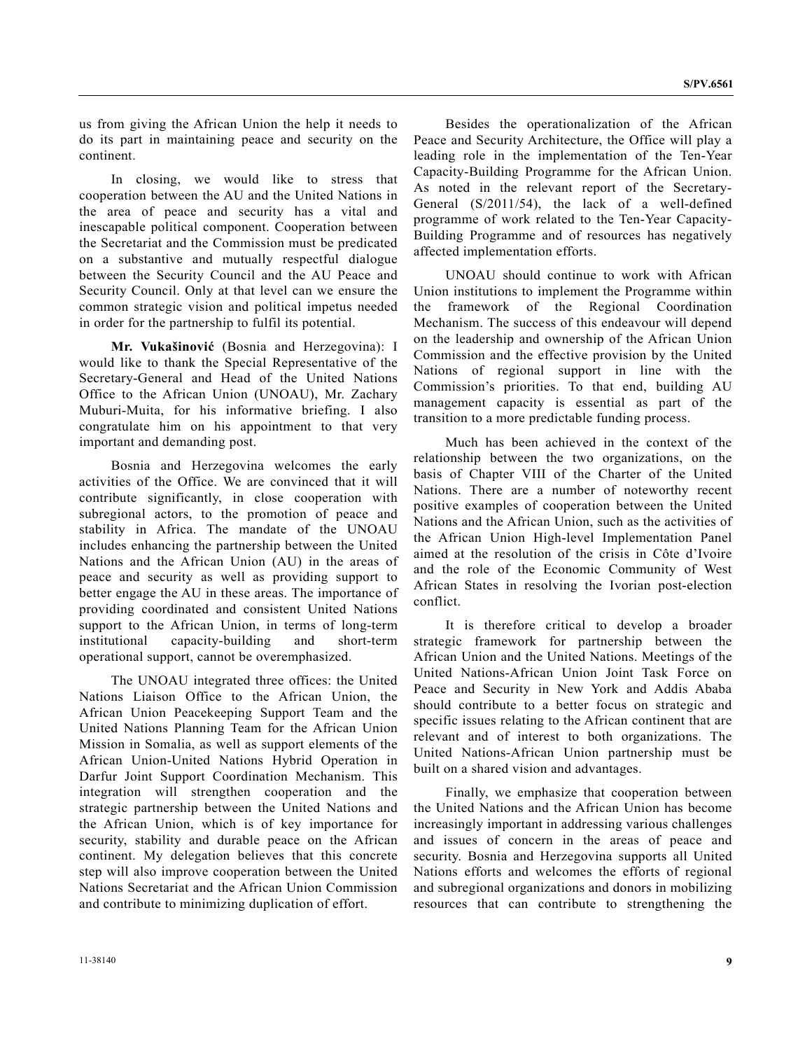us from giving the African Union the help it needs to do its part in maintaining peace and security on the continent.

In closing, we would like to stress that cooperation between the AU and the United Nations in the area of peace and security has a vital and inescapable political component. Cooperation between the Secretariat and the Commission must be predicated on a substantive and mutually respectful dialogue between the Security Council and the AU Peace and Security Council. Only at that level can we ensure the common strategic vision and political impetus needed in order for the partnership to fulfil its potential.

**Mr. Vukašinović** (Bosnia and Herzegovina): I would like to thank the Special Representative of the Secretary-General and Head of the United Nations Office to the African Union (UNOAU), Mr. Zachary Muburi-Muita, for his informative briefing. I also congratulate him on his appointment to that very important and demanding post.

Bosnia and Herzegovina welcomes the early activities of the Office. We are convinced that it will contribute significantly, in close cooperation with subregional actors, to the promotion of peace and stability in Africa. The mandate of the UNOAU includes enhancing the partnership between the United Nations and the African Union (AU) in the areas of peace and security as well as providing support to better engage the AU in these areas. The importance of providing coordinated and consistent United Nations support to the African Union, in terms of long-term institutional capacity-building and short-term operational support, cannot be overemphasized.

The UNOAU integrated three offices: the United Nations Liaison Office to the African Union, the African Union Peacekeeping Support Team and the United Nations Planning Team for the African Union Mission in Somalia, as well as support elements of the African Union-United Nations Hybrid Operation in Darfur Joint Support Coordination Mechanism. This integration will strengthen cooperation and the strategic partnership between the United Nations and the African Union, which is of key importance for security, stability and durable peace on the African continent. My delegation believes that this concrete step will also improve cooperation between the United Nations Secretariat and the African Union Commission and contribute to minimizing duplication of effort.

Besides the operationalization of the African Peace and Security Architecture, the Office will play a leading role in the implementation of the Ten-Year Capacity-Building Programme for the African Union. As noted in the relevant report of the Secretary-General (S/2011/54), the lack of a well-defined programme of work related to the Ten-Year Capacity-Building Programme and of resources has negatively affected implementation efforts.

UNOAU should continue to work with African Union institutions to implement the Programme within the framework of the Regional Coordination Mechanism. The success of this endeavour will depend on the leadership and ownership of the African Union Commission and the effective provision by the United Nations of regional support in line with the Commission's priorities. To that end, building AU management capacity is essential as part of the transition to a more predictable funding process.

Much has been achieved in the context of the relationship between the two organizations, on the basis of Chapter VIII of the Charter of the United Nations. There are a number of noteworthy recent positive examples of cooperation between the United Nations and the African Union, such as the activities of the African Union High-level Implementation Panel aimed at the resolution of the crisis in Côte d'Ivoire and the role of the Economic Community of West African States in resolving the Ivorian post-election conflict.

It is therefore critical to develop a broader strategic framework for partnership between the African Union and the United Nations. Meetings of the United Nations-African Union Joint Task Force on Peace and Security in New York and Addis Ababa should contribute to a better focus on strategic and specific issues relating to the African continent that are relevant and of interest to both organizations. The United Nations-African Union partnership must be built on a shared vision and advantages.

Finally, we emphasize that cooperation between the United Nations and the African Union has become increasingly important in addressing various challenges and issues of concern in the areas of peace and security. Bosnia and Herzegovina supports all United Nations efforts and welcomes the efforts of regional and subregional organizations and donors in mobilizing resources that can contribute to strengthening the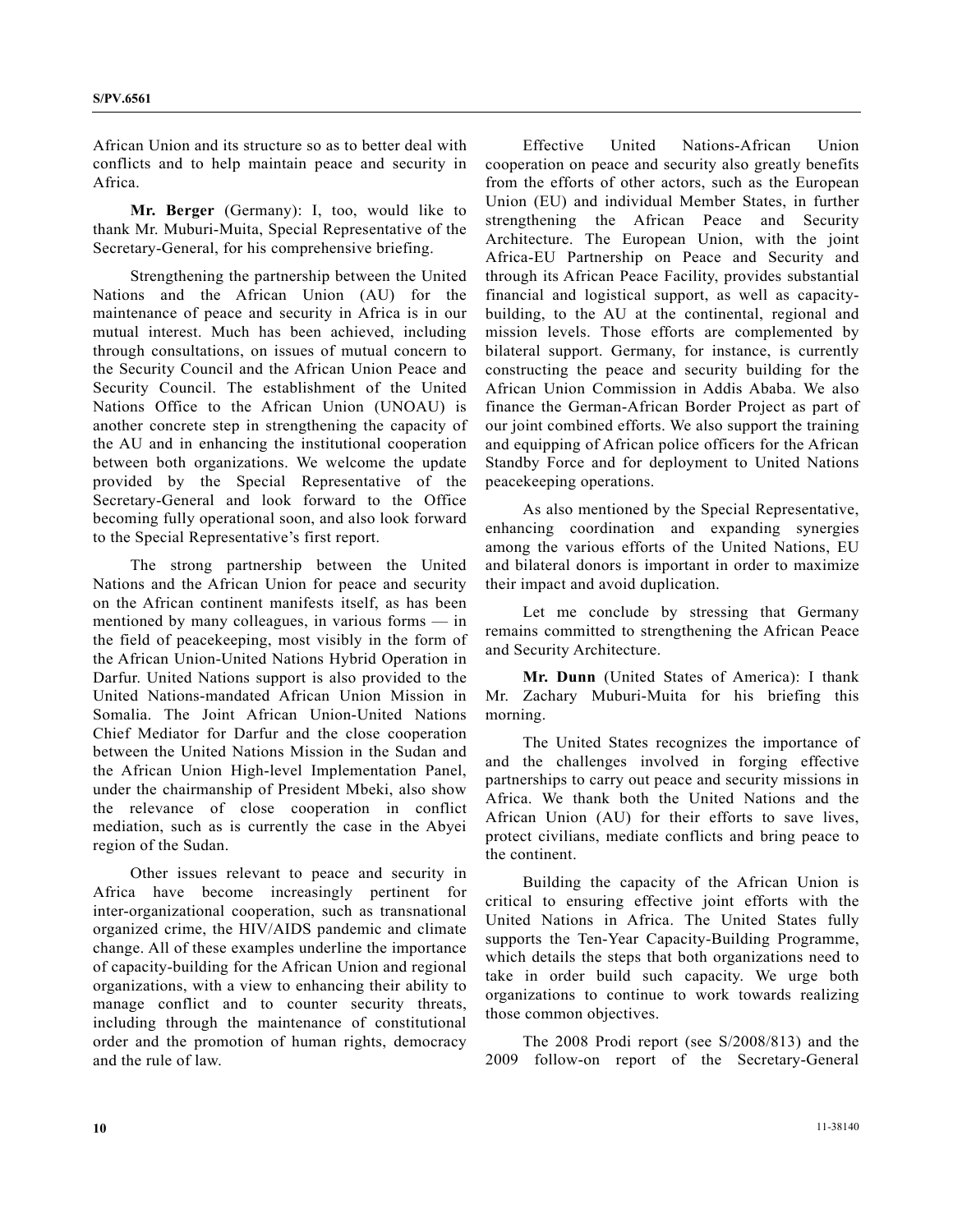African Union and its structure so as to better deal with conflicts and to help maintain peace and security in Africa.

**Mr. Berger** (Germany): I, too, would like to thank Mr. Muburi-Muita, Special Representative of the Secretary-General, for his comprehensive briefing.

Strengthening the partnership between the United Nations and the African Union (AU) for the maintenance of peace and security in Africa is in our mutual interest. Much has been achieved, including through consultations, on issues of mutual concern to the Security Council and the African Union Peace and Security Council. The establishment of the United Nations Office to the African Union (UNOAU) is another concrete step in strengthening the capacity of the AU and in enhancing the institutional cooperation between both organizations. We welcome the update provided by the Special Representative of the Secretary-General and look forward to the Office becoming fully operational soon, and also look forward to the Special Representative's first report.

The strong partnership between the United Nations and the African Union for peace and security on the African continent manifests itself, as has been mentioned by many colleagues, in various forms — in the field of peacekeeping, most visibly in the form of the African Union-United Nations Hybrid Operation in Darfur. United Nations support is also provided to the United Nations-mandated African Union Mission in Somalia. The Joint African Union-United Nations Chief Mediator for Darfur and the close cooperation between the United Nations Mission in the Sudan and the African Union High-level Implementation Panel, under the chairmanship of President Mbeki, also show the relevance of close cooperation in conflict mediation, such as is currently the case in the Abyei region of the Sudan.

Other issues relevant to peace and security in Africa have become increasingly pertinent for inter-organizational cooperation, such as transnational organized crime, the HIV/AIDS pandemic and climate change. All of these examples underline the importance of capacity-building for the African Union and regional organizations, with a view to enhancing their ability to manage conflict and to counter security threats, including through the maintenance of constitutional order and the promotion of human rights, democracy and the rule of law.

Effective United Nations-African Union cooperation on peace and security also greatly benefits from the efforts of other actors, such as the European Union (EU) and individual Member States, in further strengthening the African Peace and Security Architecture. The European Union, with the joint Africa-EU Partnership on Peace and Security and through its African Peace Facility, provides substantial financial and logistical support, as well as capacity-building, to the AU at the continental, regional and mission levels. Those efforts are complemented by bilateral support. Germany, for instance, is currently constructing the peace and security building for the African Union Commission in Addis Ababa. We also finance the German-African Border Project as part of our joint combined efforts. We also support the training and equipping of African police officers for the African Standby Force and for deployment to United Nations peacekeeping operations.

As also mentioned by the Special Representative, enhancing coordination and expanding synergies among the various efforts of the United Nations, EU and bilateral donors is important in order to maximize their impact and avoid duplication.

Let me conclude by stressing that Germany remains committed to strengthening the African Peace and Security Architecture.

**Mr. Dunn** (United States of America): I thank Mr. Zachary Muburi-Muita for his briefing this morning.

The United States recognizes the importance of and the challenges involved in forging effective partnerships to carry out peace and security missions in Africa. We thank both the United Nations and the African Union (AU) for their efforts to save lives, protect civilians, mediate conflicts and bring peace to the continent.

Building the capacity of the African Union is critical to ensuring effective joint efforts with the United Nations in Africa. The United States fully supports the Ten-Year Capacity-Building Programme, which details the steps that both organizations need to take in order build such capacity. We urge both organizations to continue to work towards realizing those common objectives.

The 2008 Prodi report (see S/2008/813) and the 2009 follow-on report of the Secretary-General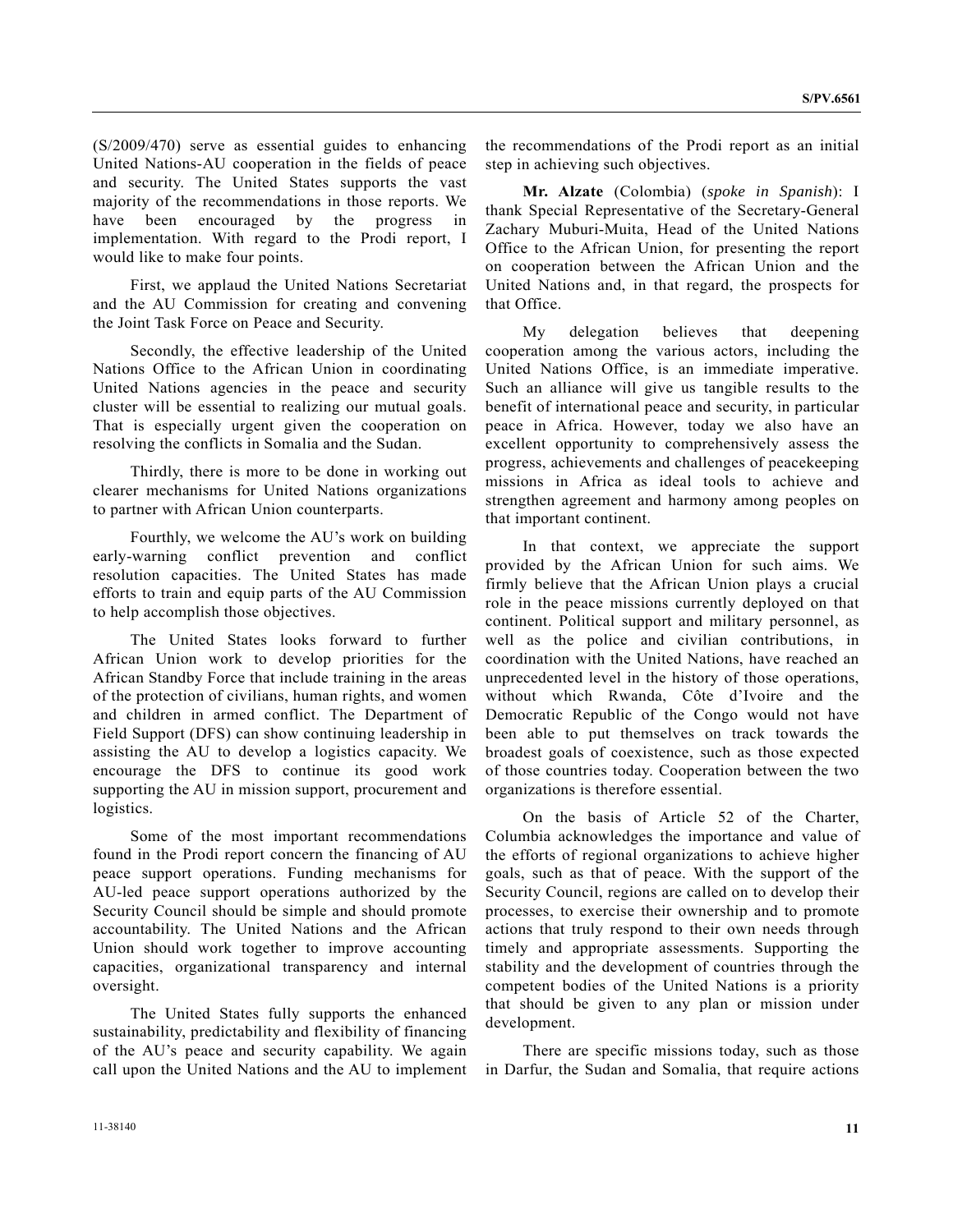(S/2009/470) serve as essential guides to enhancing United Nations-AU cooperation in the fields of peace and security. The United States supports the vast majority of the recommendations in those reports. We have been encouraged by the progress in implementation. With regard to the Prodi report, I would like to make four points.

First, we applaud the United Nations Secretariat and the AU Commission for creating and convening the Joint Task Force on Peace and Security.

Secondly, the effective leadership of the United Nations Office to the African Union in coordinating United Nations agencies in the peace and security cluster will be essential to realizing our mutual goals. That is especially urgent given the cooperation on resolving the conflicts in Somalia and the Sudan.

Thirdly, there is more to be done in working out clearer mechanisms for United Nations organizations to partner with African Union counterparts.

Fourthly, we welcome the AU's work on building early-warning conflict prevention and conflict resolution capacities. The United States has made efforts to train and equip parts of the AU Commission to help accomplish those objectives.

The United States looks forward to further African Union work to develop priorities for the African Standby Force that include training in the areas of the protection of civilians, human rights, and women and children in armed conflict. The Department of Field Support (DFS) can show continuing leadership in assisting the AU to develop a logistics capacity. We encourage the DFS to continue its good work supporting the AU in mission support, procurement and logistics.

Some of the most important recommendations found in the Prodi report concern the financing of AU peace support operations. Funding mechanisms for AU-led peace support operations authorized by the Security Council should be simple and should promote accountability. The United Nations and the African Union should work together to improve accounting capacities, organizational transparency and internal oversight.

The United States fully supports the enhanced sustainability, predictability and flexibility of financing of the AU's peace and security capability. We again call upon the United Nations and the AU to implement the recommendations of the Prodi report as an initial step in achieving such objectives.

**Mr. Alzate** (Colombia) (*spoke in Spanish*): I thank Special Representative of the Secretary-General Zachary Muburi-Muita, Head of the United Nations Office to the African Union, for presenting the report on cooperation between the African Union and the United Nations and, in that regard, the prospects for that Office.

My delegation believes that deepening cooperation among the various actors, including the United Nations Office, is an immediate imperative. Such an alliance will give us tangible results to the benefit of international peace and security, in particular peace in Africa. However, today we also have an excellent opportunity to comprehensively assess the progress, achievements and challenges of peacekeeping missions in Africa as ideal tools to achieve and strengthen agreement and harmony among peoples on that important continent.

In that context, we appreciate the support provided by the African Union for such aims. We firmly believe that the African Union plays a crucial role in the peace missions currently deployed on that continent. Political support and military personnel, as well as the police and civilian contributions, in coordination with the United Nations, have reached an unprecedented level in the history of those operations, without which Rwanda, Côte d'Ivoire and the Democratic Republic of the Congo would not have been able to put themselves on track towards the broadest goals of coexistence, such as those expected of those countries today. Cooperation between the two organizations is therefore essential.

On the basis of Article 52 of the Charter, Columbia acknowledges the importance and value of the efforts of regional organizations to achieve higher goals, such as that of peace. With the support of the Security Council, regions are called on to develop their processes, to exercise their ownership and to promote actions that truly respond to their own needs through timely and appropriate assessments. Supporting the stability and the development of countries through the competent bodies of the United Nations is a priority that should be given to any plan or mission under development.

There are specific missions today, such as those in Darfur, the Sudan and Somalia, that require actions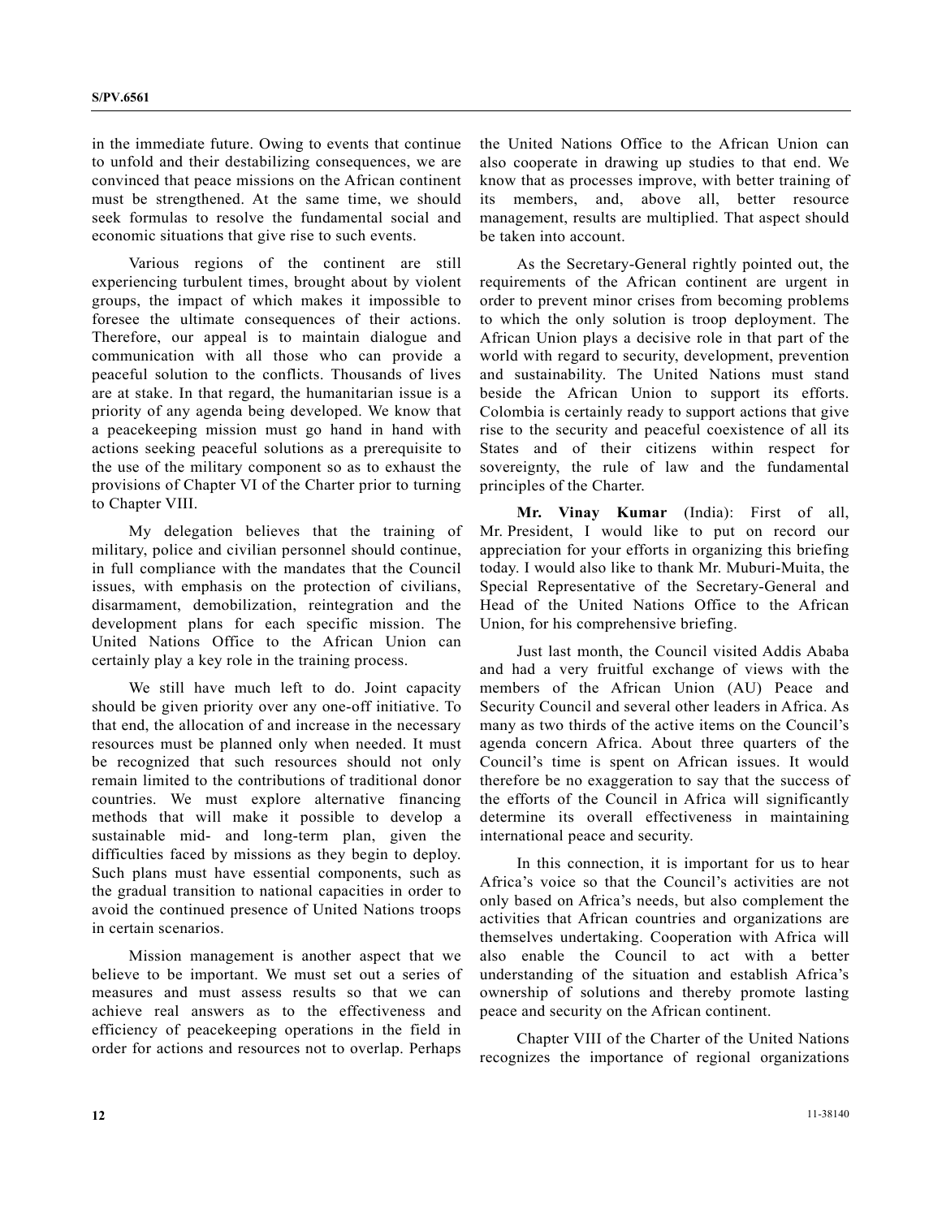in the immediate future. Owing to events that continue to unfold and their destabilizing consequences, we are convinced that peace missions on the African continent must be strengthened. At the same time, we should seek formulas to resolve the fundamental social and economic situations that give rise to such events.

Various regions of the continent are still experiencing turbulent times, brought about by violent groups, the impact of which makes it impossible to foresee the ultimate consequences of their actions. Therefore, our appeal is to maintain dialogue and communication with all those who can provide a peaceful solution to the conflicts. Thousands of lives are at stake. In that regard, the humanitarian issue is a priority of any agenda being developed. We know that a peacekeeping mission must go hand in hand with actions seeking peaceful solutions as a prerequisite to the use of the military component so as to exhaust the provisions of Chapter VI of the Charter prior to turning to Chapter VIII.

My delegation believes that the training of military, police and civilian personnel should continue, in full compliance with the mandates that the Council issues, with emphasis on the protection of civilians, disarmament, demobilization, reintegration and the development plans for each specific mission. The United Nations Office to the African Union can certainly play a key role in the training process.

We still have much left to do. Joint capacity should be given priority over any one-off initiative. To that end, the allocation of and increase in the necessary resources must be planned only when needed. It must be recognized that such resources should not only remain limited to the contributions of traditional donor countries. We must explore alternative financing methods that will make it possible to develop a sustainable mid- and long-term plan, given the difficulties faced by missions as they begin to deploy. Such plans must have essential components, such as the gradual transition to national capacities in order to avoid the continued presence of United Nations troops in certain scenarios.

Mission management is another aspect that we believe to be important. We must set out a series of measures and must assess results so that we can achieve real answers as to the effectiveness and efficiency of peacekeeping operations in the field in order for actions and resources not to overlap. Perhaps the United Nations Office to the African Union can also cooperate in drawing up studies to that end. We know that as processes improve, with better training of its members, and, above all, better resource management, results are multiplied. That aspect should be taken into account.

As the Secretary-General rightly pointed out, the requirements of the African continent are urgent in order to prevent minor crises from becoming problems to which the only solution is troop deployment. The African Union plays a decisive role in that part of the world with regard to security, development, prevention and sustainability. The United Nations must stand beside the African Union to support its efforts. Colombia is certainly ready to support actions that give rise to the security and peaceful coexistence of all its States and of their citizens within respect for sovereignty, the rule of law and the fundamental principles of the Charter.

**Mr. Vinay Kumar** (India): First of all, Mr. President, I would like to put on record our appreciation for your efforts in organizing this briefing today. I would also like to thank Mr. Muburi-Muita, the Special Representative of the Secretary-General and Head of the United Nations Office to the African Union, for his comprehensive briefing.

Just last month, the Council visited Addis Ababa and had a very fruitful exchange of views with the members of the African Union (AU) Peace and Security Council and several other leaders in Africa. As many as two thirds of the active items on the Council's agenda concern Africa. About three quarters of the Council's time is spent on African issues. It would therefore be no exaggeration to say that the success of the efforts of the Council in Africa will significantly determine its overall effectiveness in maintaining international peace and security.

In this connection, it is important for us to hear Africa's voice so that the Council's activities are not only based on Africa's needs, but also complement the activities that African countries and organizations are themselves undertaking. Cooperation with Africa will also enable the Council to act with a better understanding of the situation and establish Africa's ownership of solutions and thereby promote lasting peace and security on the African continent.

Chapter VIII of the Charter of the United Nations recognizes the importance of regional organizations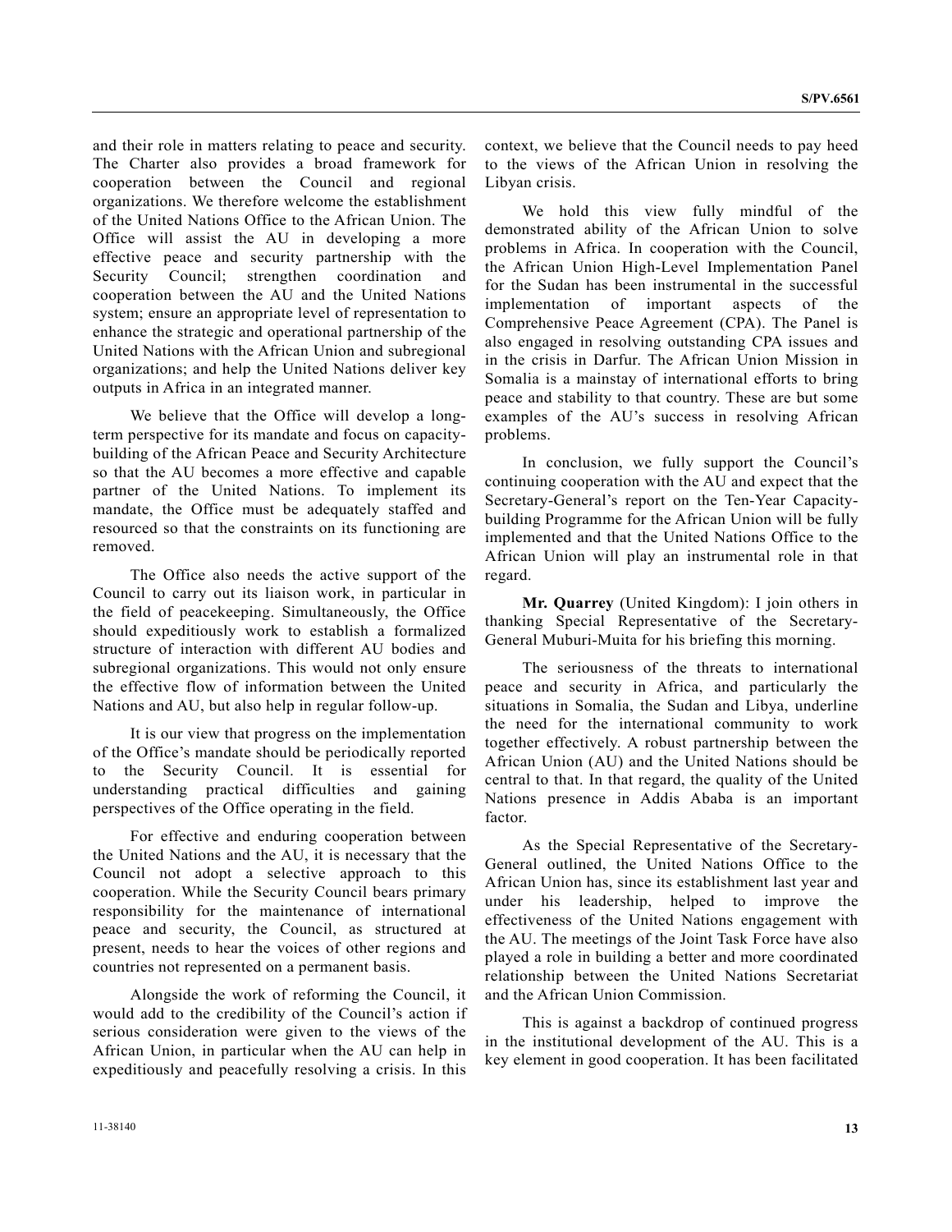and their role in matters relating to peace and security. The Charter also provides a broad framework for cooperation between the Council and regional organizations. We therefore welcome the establishment of the United Nations Office to the African Union. The Office will assist the AU in developing a more effective peace and security partnership with the Security Council; strengthen coordination and cooperation between the AU and the United Nations system; ensure an appropriate level of representation to enhance the strategic and operational partnership of the United Nations with the African Union and subregional organizations; and help the United Nations deliver key outputs in Africa in an integrated manner.

We believe that the Office will develop a long-term perspective for its mandate and focus on capacity-building of the African Peace and Security Architecture so that the AU becomes a more effective and capable partner of the United Nations. To implement its mandate, the Office must be adequately staffed and resourced so that the constraints on its functioning are removed.

The Office also needs the active support of the Council to carry out its liaison work, in particular in the field of peacekeeping. Simultaneously, the Office should expeditiously work to establish a formalized structure of interaction with different AU bodies and subregional organizations. This would not only ensure the effective flow of information between the United Nations and AU, but also help in regular follow-up.

It is our view that progress on the implementation of the Office's mandate should be periodically reported to the Security Council. It is essential for understanding practical difficulties and gaining perspectives of the Office operating in the field.

For effective and enduring cooperation between the United Nations and the AU, it is necessary that the Council not adopt a selective approach to this cooperation. While the Security Council bears primary responsibility for the maintenance of international peace and security, the Council, as structured at present, needs to hear the voices of other regions and countries not represented on a permanent basis.

Alongside the work of reforming the Council, it would add to the credibility of the Council's action if serious consideration were given to the views of the African Union, in particular when the AU can help in expeditiously and peacefully resolving a crisis. In this context, we believe that the Council needs to pay heed to the views of the African Union in resolving the Libyan crisis.

We hold this view fully mindful of the demonstrated ability of the African Union to solve problems in Africa. In cooperation with the Council, the African Union High-Level Implementation Panel for the Sudan has been instrumental in the successful implementation of important aspects of the Comprehensive Peace Agreement (CPA). The Panel is also engaged in resolving outstanding CPA issues and in the crisis in Darfur. The African Union Mission in Somalia is a mainstay of international efforts to bring peace and stability to that country. These are but some examples of the AU's success in resolving African problems.

In conclusion, we fully support the Council's continuing cooperation with the AU and expect that the Secretary-General's report on the Ten-Year Capacity-building Programme for the African Union will be fully implemented and that the United Nations Office to the African Union will play an instrumental role in that regard.

**Mr. Quarrey** (United Kingdom): I join others in thanking Special Representative of the Secretary-General Muburi-Muita for his briefing this morning.

The seriousness of the threats to international peace and security in Africa, and particularly the situations in Somalia, the Sudan and Libya, underline the need for the international community to work together effectively. A robust partnership between the African Union (AU) and the United Nations should be central to that. In that regard, the quality of the United Nations presence in Addis Ababa is an important factor.

As the Special Representative of the Secretary-General outlined, the United Nations Office to the African Union has, since its establishment last year and under his leadership, helped to improve the effectiveness of the United Nations engagement with the AU. The meetings of the Joint Task Force have also played a role in building a better and more coordinated relationship between the United Nations Secretariat and the African Union Commission.

This is against a backdrop of continued progress in the institutional development of the AU. This is a key element in good cooperation. It has been facilitated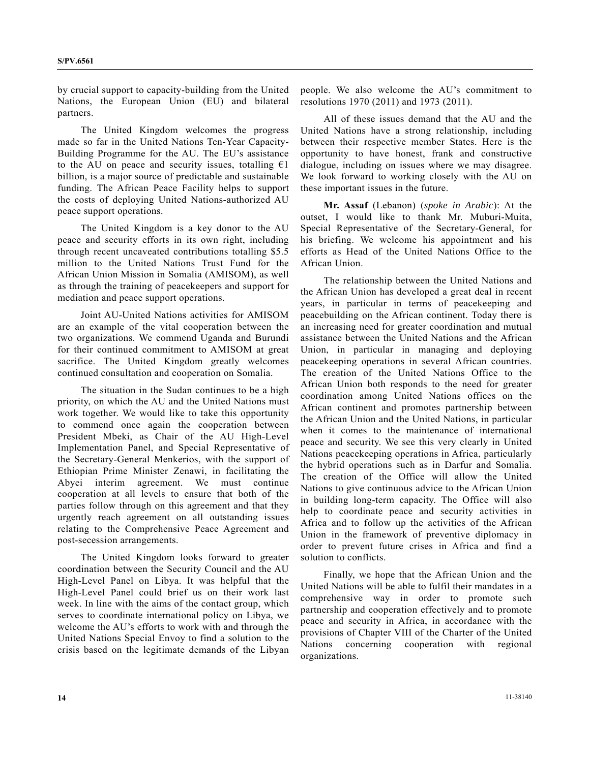by crucial support to capacity-building from the United Nations, the European Union (EU) and bilateral partners.

The United Kingdom welcomes the progress made so far in the United Nations Ten-Year Capacity-Building Programme for the AU. The EU's assistance to the AU on peace and security issues, totalling €1 billion, is a major source of predictable and sustainable funding. The African Peace Facility helps to support the costs of deploying United Nations-authorized AU peace support operations.

The United Kingdom is a key donor to the AU peace and security efforts in its own right, including through recent uncaveated contributions totalling $5.5 million to the United Nations Trust Fund for the African Union Mission in Somalia (AMISOM), as well as through the training of peacekeepers and support for mediation and peace support operations.

Joint AU-United Nations activities for AMISOM are an example of the vital cooperation between the two organizations. We commend Uganda and Burundi for their continued commitment to AMISOM at great sacrifice. The United Kingdom greatly welcomes continued consultation and cooperation on Somalia.

The situation in the Sudan continues to be a high priority, on which the AU and the United Nations must work together. We would like to take this opportunity to commend once again the cooperation between President Mbeki, as Chair of the AU High-Level Implementation Panel, and Special Representative of the Secretary-General Menkerios, with the support of Ethiopian Prime Minister Zenawi, in facilitating the Abyei interim agreement. We must continue cooperation at all levels to ensure that both of the parties follow through on this agreement and that they urgently reach agreement on all outstanding issues relating to the Comprehensive Peace Agreement and post-secession arrangements.

The United Kingdom looks forward to greater coordination between the Security Council and the AU High-Level Panel on Libya. It was helpful that the High-Level Panel could brief us on their work last week. In line with the aims of the contact group, which serves to coordinate international policy on Libya, we welcome the AU's efforts to work with and through the United Nations Special Envoy to find a solution to the crisis based on the legitimate demands of the Libyan people. We also welcome the AU's commitment to resolutions 1970 (2011) and 1973 (2011).

All of these issues demand that the AU and the United Nations have a strong relationship, including between their respective member States. Here is the opportunity to have honest, frank and constructive dialogue, including on issues where we may disagree. We look forward to working closely with the AU on these important issues in the future.

**Mr. Assaf** (Lebanon) (*spoke in Arabic*): At the outset, I would like to thank Mr. Muburi-Muita, Special Representative of the Secretary-General, for his briefing. We welcome his appointment and his efforts as Head of the United Nations Office to the African Union.

The relationship between the United Nations and the African Union has developed a great deal in recent years, in particular in terms of peacekeeping and peacebuilding on the African continent. Today there is an increasing need for greater coordination and mutual assistance between the United Nations and the African Union, in particular in managing and deploying peacekeeping operations in several African countries. The creation of the United Nations Office to the African Union both responds to the need for greater coordination among United Nations offices on the African continent and promotes partnership between the African Union and the United Nations, in particular when it comes to the maintenance of international peace and security. We see this very clearly in United Nations peacekeeping operations in Africa, particularly the hybrid operations such as in Darfur and Somalia. The creation of the Office will allow the United Nations to give continuous advice to the African Union in building long-term capacity. The Office will also help to coordinate peace and security activities in Africa and to follow up the activities of the African Union in the framework of preventive diplomacy in order to prevent future crises in Africa and find a solution to conflicts.

Finally, we hope that the African Union and the United Nations will be able to fulfil their mandates in a comprehensive way in order to promote such partnership and cooperation effectively and to promote peace and security in Africa, in accordance with the provisions of Chapter VIII of the Charter of the United Nations concerning cooperation with regional organizations.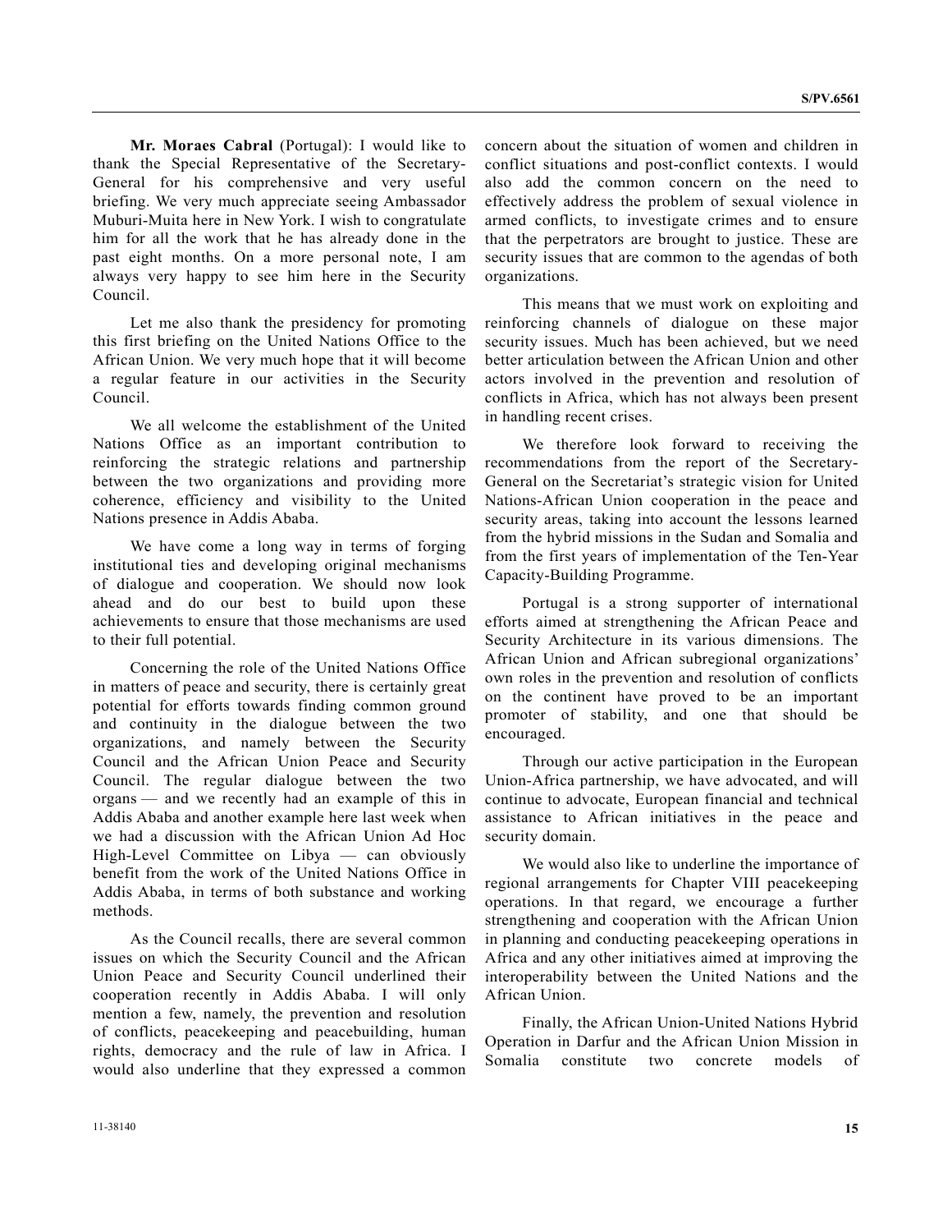**Mr. Moraes Cabral** (Portugal): I would like to thank the Special Representative of the Secretary-General for his comprehensive and very useful briefing. We very much appreciate seeing Ambassador Muburi-Muita here in New York. I wish to congratulate him for all the work that he has already done in the past eight months. On a more personal note, I am always very happy to see him here in the Security Council.

Let me also thank the presidency for promoting this first briefing on the United Nations Office to the African Union. We very much hope that it will become a regular feature in our activities in the Security Council.

We all welcome the establishment of the United Nations Office as an important contribution to reinforcing the strategic relations and partnership between the two organizations and providing more coherence, efficiency and visibility to the United Nations presence in Addis Ababa.

We have come a long way in terms of forging institutional ties and developing original mechanisms of dialogue and cooperation. We should now look ahead and do our best to build upon these achievements to ensure that those mechanisms are used to their full potential.

Concerning the role of the United Nations Office in matters of peace and security, there is certainly great potential for efforts towards finding common ground and continuity in the dialogue between the two organizations, and namely between the Security Council and the African Union Peace and Security Council. The regular dialogue between the two organs — and we recently had an example of this in Addis Ababa and another example here last week when we had a discussion with the African Union Ad Hoc High-Level Committee on Libya — can obviously benefit from the work of the United Nations Office in Addis Ababa, in terms of both substance and working methods.

As the Council recalls, there are several common issues on which the Security Council and the African Union Peace and Security Council underlined their cooperation recently in Addis Ababa. I will only mention a few, namely, the prevention and resolution of conflicts, peacekeeping and peacebuilding, human rights, democracy and the rule of law in Africa. I would also underline that they expressed a common concern about the situation of women and children in conflict situations and post-conflict contexts. I would also add the common concern on the need to effectively address the problem of sexual violence in armed conflicts, to investigate crimes and to ensure that the perpetrators are brought to justice. These are security issues that are common to the agendas of both organizations.

This means that we must work on exploiting and reinforcing channels of dialogue on these major security issues. Much has been achieved, but we need better articulation between the African Union and other actors involved in the prevention and resolution of conflicts in Africa, which has not always been present in handling recent crises.

We therefore look forward to receiving the recommendations from the report of the Secretary-General on the Secretariat's strategic vision for United Nations-African Union cooperation in the peace and security areas, taking into account the lessons learned from the hybrid missions in the Sudan and Somalia and from the first years of implementation of the Ten-Year Capacity-Building Programme.

Portugal is a strong supporter of international efforts aimed at strengthening the African Peace and Security Architecture in its various dimensions. The African Union and African subregional organizations' own roles in the prevention and resolution of conflicts on the continent have proved to be an important promoter of stability, and one that should be encouraged.

Through our active participation in the European Union-Africa partnership, we have advocated, and will continue to advocate, European financial and technical assistance to African initiatives in the peace and security domain.

We would also like to underline the importance of regional arrangements for Chapter VIII peacekeeping operations. In that regard, we encourage a further strengthening and cooperation with the African Union in planning and conducting peacekeeping operations in Africa and any other initiatives aimed at improving the interoperability between the United Nations and the African Union.

Finally, the African Union-United Nations Hybrid Operation in Darfur and the African Union Mission in Somalia constitute two concrete models of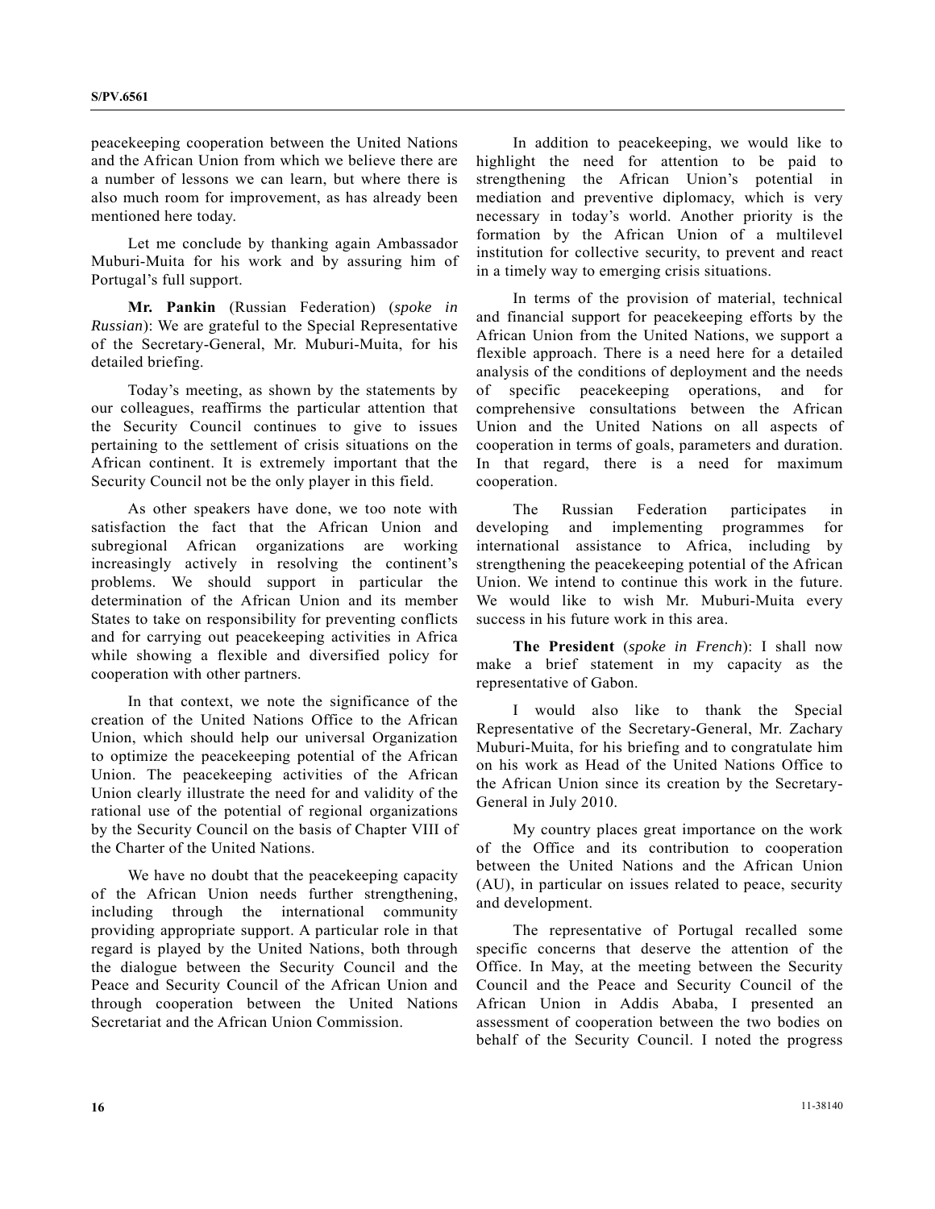peacekeeping cooperation between the United Nations and the African Union from which we believe there are a number of lessons we can learn, but where there is also much room for improvement, as has already been mentioned here today.

Let me conclude by thanking again Ambassador Muburi-Muita for his work and by assuring him of Portugal's full support.

**Mr. Pankin** (Russian Federation) (*spoke in Russian*): We are grateful to the Special Representative of the Secretary-General, Mr. Muburi-Muita, for his detailed briefing.

Today's meeting, as shown by the statements by our colleagues, reaffirms the particular attention that the Security Council continues to give to issues pertaining to the settlement of crisis situations on the African continent. It is extremely important that the Security Council not be the only player in this field.

As other speakers have done, we too note with satisfaction the fact that the African Union and subregional African organizations are working increasingly actively in resolving the continent's problems. We should support in particular the determination of the African Union and its member States to take on responsibility for preventing conflicts and for carrying out peacekeeping activities in Africa while showing a flexible and diversified policy for cooperation with other partners.

In that context, we note the significance of the creation of the United Nations Office to the African Union, which should help our universal Organization to optimize the peacekeeping potential of the African Union. The peacekeeping activities of the African Union clearly illustrate the need for and validity of the rational use of the potential of regional organizations by the Security Council on the basis of Chapter VIII of the Charter of the United Nations.

We have no doubt that the peacekeeping capacity of the African Union needs further strengthening, including through the international community providing appropriate support. A particular role in that regard is played by the United Nations, both through the dialogue between the Security Council and the Peace and Security Council of the African Union and through cooperation between the United Nations Secretariat and the African Union Commission.

In addition to peacekeeping, we would like to highlight the need for attention to be paid to strengthening the African Union's potential in mediation and preventive diplomacy, which is very necessary in today's world. Another priority is the formation by the African Union of a multilevel institution for collective security, to prevent and react in a timely way to emerging crisis situations.

In terms of the provision of material, technical and financial support for peacekeeping efforts by the African Union from the United Nations, we support a flexible approach. There is a need here for a detailed analysis of the conditions of deployment and the needs of specific peacekeeping operations, and for comprehensive consultations between the African Union and the United Nations on all aspects of cooperation in terms of goals, parameters and duration. In that regard, there is a need for maximum cooperation.

The Russian Federation participates in developing and implementing programmes for international assistance to Africa, including by strengthening the peacekeeping potential of the African Union. We intend to continue this work in the future. We would like to wish Mr. Muburi-Muita every success in his future work in this area.

**The President** (*spoke in French*): I shall now make a brief statement in my capacity as the representative of Gabon.

I would also like to thank the Special Representative of the Secretary-General, Mr. Zachary Muburi-Muita, for his briefing and to congratulate him on his work as Head of the United Nations Office to the African Union since its creation by the Secretary-General in July 2010.

My country places great importance on the work of the Office and its contribution to cooperation between the United Nations and the African Union (AU), in particular on issues related to peace, security and development.

The representative of Portugal recalled some specific concerns that deserve the attention of the Office. In May, at the meeting between the Security Council and the Peace and Security Council of the African Union in Addis Ababa, I presented an assessment of cooperation between the two bodies on behalf of the Security Council. I noted the progress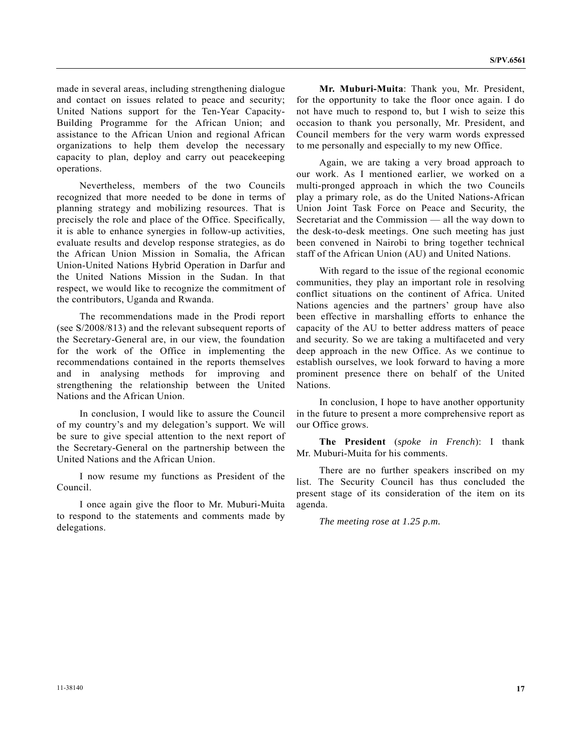made in several areas, including strengthening dialogue and contact on issues related to peace and security; United Nations support for the Ten-Year Capacity-Building Programme for the African Union; and assistance to the African Union and regional African organizations to help them develop the necessary capacity to plan, deploy and carry out peacekeeping operations.

Nevertheless, members of the two Councils recognized that more needed to be done in terms of planning strategy and mobilizing resources. That is precisely the role and place of the Office. Specifically, it is able to enhance synergies in follow-up activities, evaluate results and develop response strategies, as do the African Union Mission in Somalia, the African Union-United Nations Hybrid Operation in Darfur and the United Nations Mission in the Sudan. In that respect, we would like to recognize the commitment of the contributors, Uganda and Rwanda.

The recommendations made in the Prodi report (see S/2008/813) and the relevant subsequent reports of the Secretary-General are, in our view, the foundation for the work of the Office in implementing the recommendations contained in the reports themselves and in analysing methods for improving and strengthening the relationship between the United Nations and the African Union.

In conclusion, I would like to assure the Council of my country's and my delegation's support. We will be sure to give special attention to the next report of the Secretary-General on the partnership between the United Nations and the African Union.

I now resume my functions as President of the Council.

I once again give the floor to Mr. Muburi-Muita to respond to the statements and comments made by delegations.

**Mr. Muburi-Muita**: Thank you, Mr. President, for the opportunity to take the floor once again. I do not have much to respond to, but I wish to seize this occasion to thank you personally, Mr. President, and Council members for the very warm words expressed to me personally and especially to my new Office.

Again, we are taking a very broad approach to our work. As I mentioned earlier, we worked on a multi-pronged approach in which the two Councils play a primary role, as do the United Nations-African Union Joint Task Force on Peace and Security, the Secretariat and the Commission — all the way down to the desk-to-desk meetings. One such meeting has just been convened in Nairobi to bring together technical staff of the African Union (AU) and United Nations.

With regard to the issue of the regional economic communities, they play an important role in resolving conflict situations on the continent of Africa. United Nations agencies and the partners' group have also been effective in marshalling efforts to enhance the capacity of the AU to better address matters of peace and security. So we are taking a multifaceted and very deep approach in the new Office. As we continue to establish ourselves, we look forward to having a more prominent presence there on behalf of the United Nations.

In conclusion, I hope to have another opportunity in the future to present a more comprehensive report as our Office grows.

**The President** (*spoke in French*): I thank Mr. Muburi-Muita for his comments.

There are no further speakers inscribed on my list. The Security Council has thus concluded the present stage of its consideration of the item on its agenda.

*The meeting rose at 1.25 p.m.*